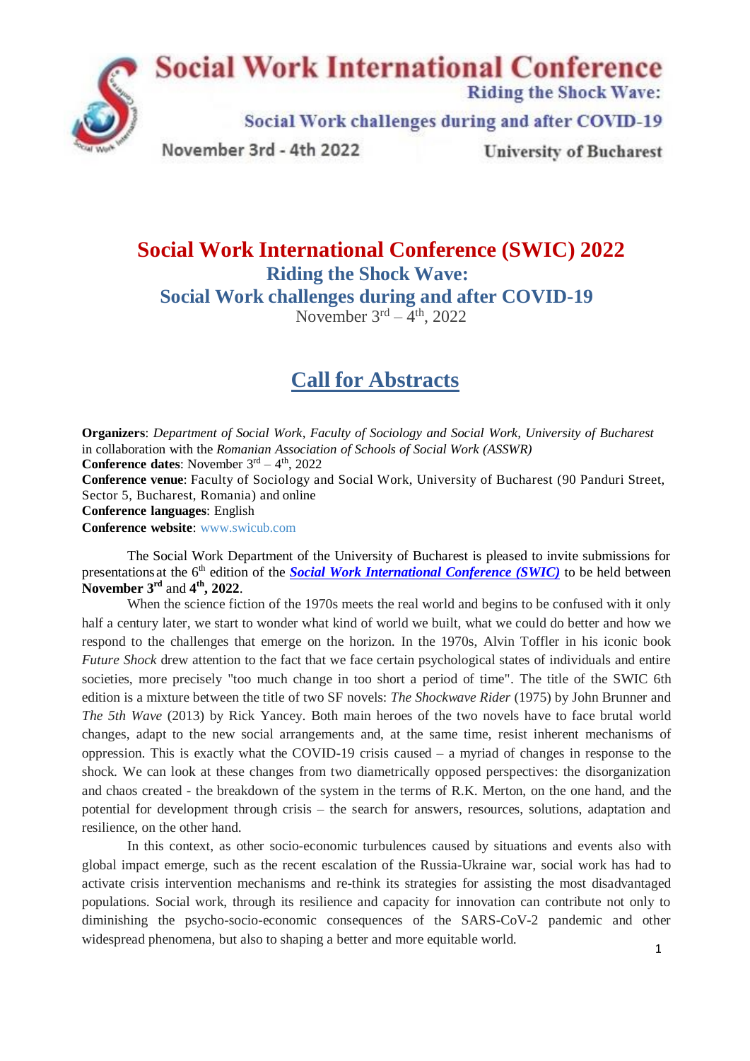# Social Work International Conference (SWIC) 2022

## Riding the Shock Wave:
## Social Work challenges during and after COVID-19

November 3rd – 4th, 2022

## Call for Abstracts

**Organizers**: *Department of Social Work, Faculty of Sociology and Social Work, University of Bucharest* in collaboration with the *Romanian Association of Schools of Social Work (ASSWR)*
**Conference dates**: November 3rd – 4th, 2022
**Conference venue**: Faculty of Sociology and Social Work, University of Bucharest (90 Panduri Street, Sector 5, Bucharest, Romania) and online
**Conference languages**: English
**Conference website**: www.swicub.com

The Social Work Department of the University of Bucharest is pleased to invite submissions for presentations at the 6th edition of the ***Social Work International Conference (SWIC)*** to be held between **November 3rd** and **4th, 2022**.

When the science fiction of the 1970s meets the real world and begins to be confused with it only half a century later, we start to wonder what kind of world we built, what we could do better and how we respond to the challenges that emerge on the horizon. In the 1970s, Alvin Toffler in his iconic book *Future Shock* drew attention to the fact that we face certain psychological states of individuals and entire societies, more precisely "too much change in too short a period of time". The title of the SWIC 6th edition is a mixture between the title of two SF novels: *The Shockwave Rider* (1975) by John Brunner and *The 5th Wave* (2013) by Rick Yancey. Both main heroes of the two novels have to face brutal world changes, adapt to the new social arrangements and, at the same time, resist inherent mechanisms of oppression. This is exactly what the COVID-19 crisis caused – a myriad of changes in response to the shock. We can look at these changes from two diametrically opposed perspectives: the disorganization and chaos created - the breakdown of the system in the terms of R.K. Merton, on the one hand, and the potential for development through crisis – the search for answers, resources, solutions, adaptation and resilience, on the other hand.

In this context, as other socio-economic turbulences caused by situations and events also with global impact emerge, such as the recent escalation of the Russia-Ukraine war, social work has had to activate crisis intervention mechanisms and re-think its strategies for assisting the most disadvantaged populations. Social work, through its resilience and capacity for innovation can contribute not only to diminishing the psycho-socio-economic consequences of the SARS-CoV-2 pandemic and other widespread phenomena, but also to shaping a better and more equitable world.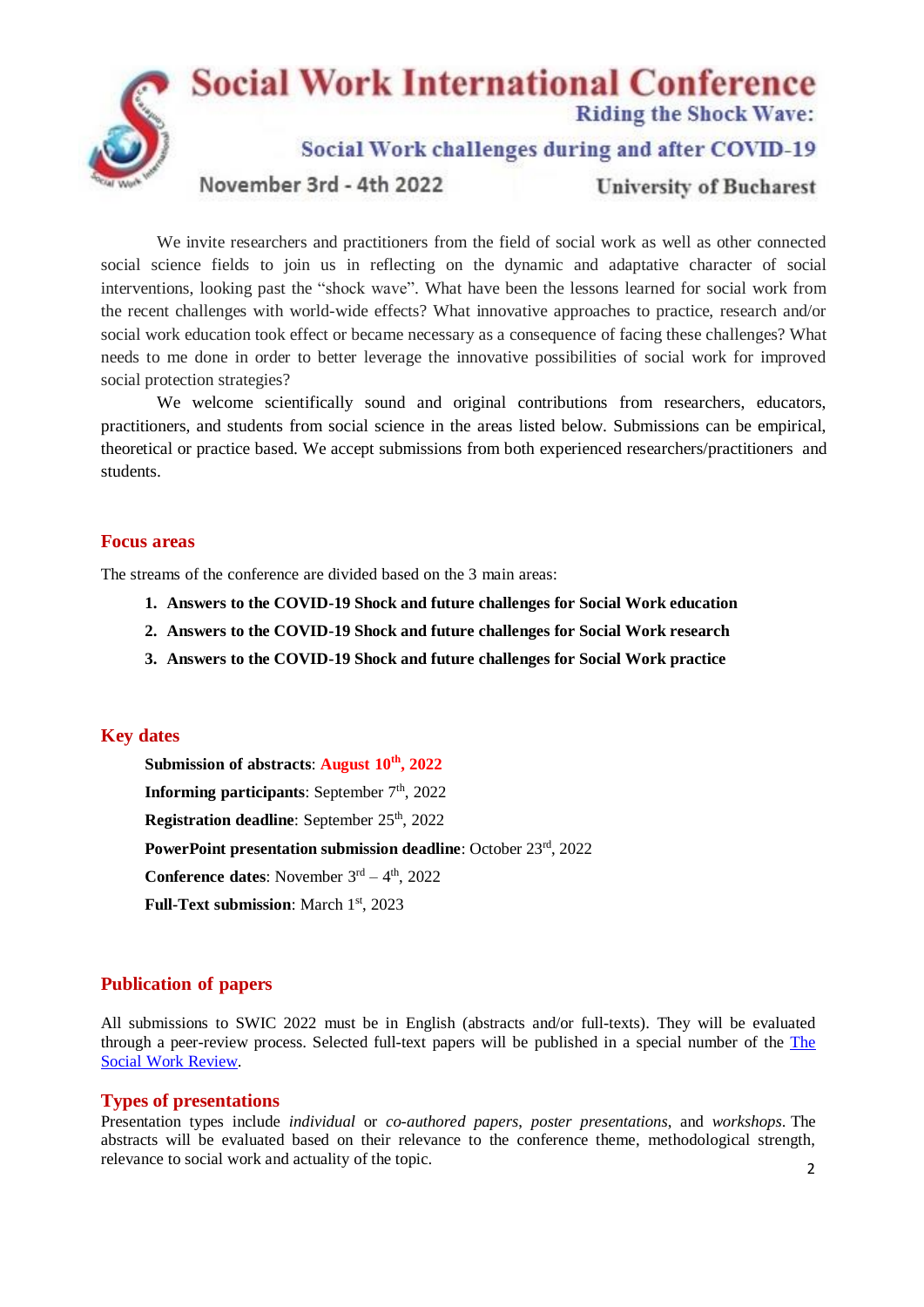# Social Work International Conference

## Riding the Shock Wave:

## Social Work challenges during and after COVID-19

November 3rd - 4th 2022

University of Bucharest

We invite researchers and practitioners from the field of social work as well as other connected social science fields to join us in reflecting on the dynamic and adaptive character of social interventions, looking past the "shock wave". What have been the lessons learned for social work from the recent challenges with world-wide effects? What innovative approaches to practice, research and/or social work education took effect or became necessary as a consequence of facing these challenges? What needs to me done in order to better leverage the innovative possibilities of social work for improved social protection strategies?

We welcome scientifically sound and original contributions from researchers, educators, practitioners, and students from social science in the areas listed below. Submissions can be empirical, theoretical or practice based. We accept submissions from both experienced researchers/practitioners and students.

## Focus areas

The streams of the conference are divided based on the 3 main areas:

1. **Answers to the COVID-19 Shock and future challenges for Social Work education**
2. **Answers to the COVID-19 Shock and future challenges for Social Work research**
3. **Answers to the COVID-19 Shock and future challenges for Social Work practice**

## Key dates

**Submission of abstracts**: **August 10th, 2022**

**Informing participants**: September 7th, 2022

**Registration deadline**: September 25th, 2022

**PowerPoint presentation submission deadline**: October 23rd, 2022

**Conference dates**: November 3rd – 4th, 2022

**Full-Text submission**: March 1st, 2023

## Publication of papers

All submissions to SWIC 2022 must be in English (abstracts and/or full-texts). They will be evaluated through a peer-review process. Selected full-text papers will be published in a special number of the The Social Work Review.

## Types of presentations

Presentation types include *individual* or *co-authored papers*, *poster presentations*, and *workshops*. The abstracts will be evaluated based on their relevance to the conference theme, methodological strength, relevance to social work and actuality of the topic.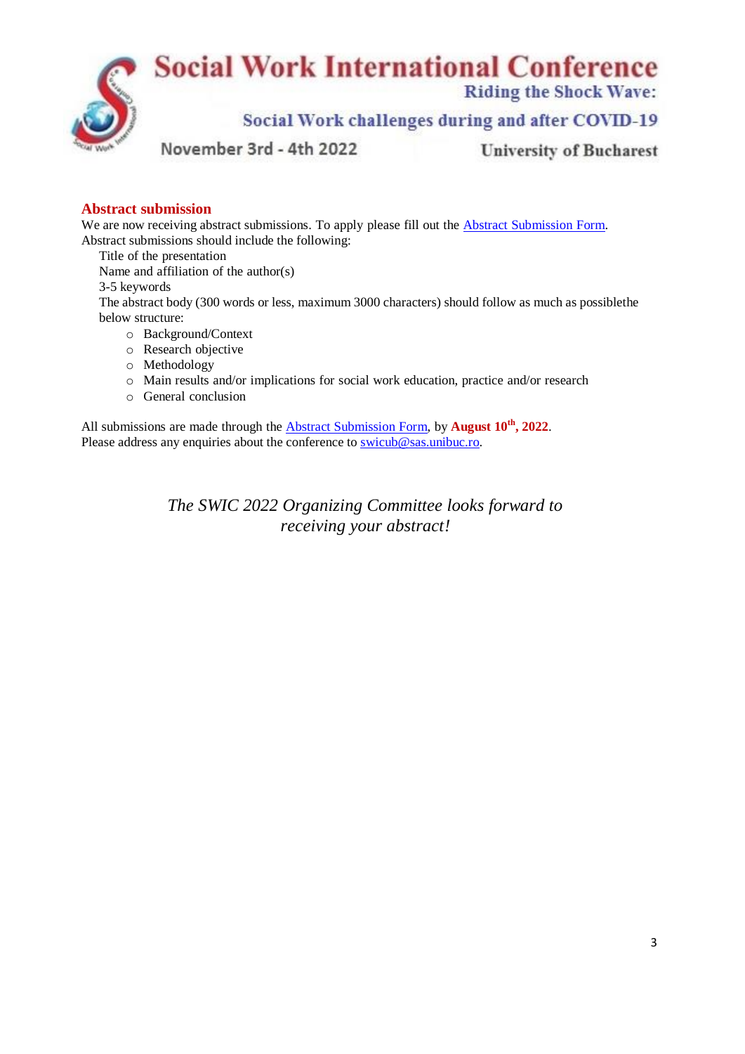# Social Work International Conference

**Riding the Shock Wave:**

**Social Work challenges during and after COVID-19**

November 3rd - 4th 2022

University of Bucharest

## Abstract submission

We are now receiving abstract submissions. To apply please fill out the Abstract Submission Form. Abstract submissions should include the following:

- Title of the presentation
- Name and affiliation of the author(s)
- 3-5 keywords
- The abstract body (300 words or less, maximum 3000 characters) should follow as much as possiblethe below structure:
  - Background/Context
  - Research objective
  - Methodology
  - Main results and/or implications for social work education, practice and/or research
  - General conclusion

All submissions are made through the Abstract Submission Form, by **August 10th, 2022**.
Please address any enquiries about the conference to swicub@sas.unibuc.ro.

*The SWIC 2022 Organizing Committee looks forward to receiving your abstract!*